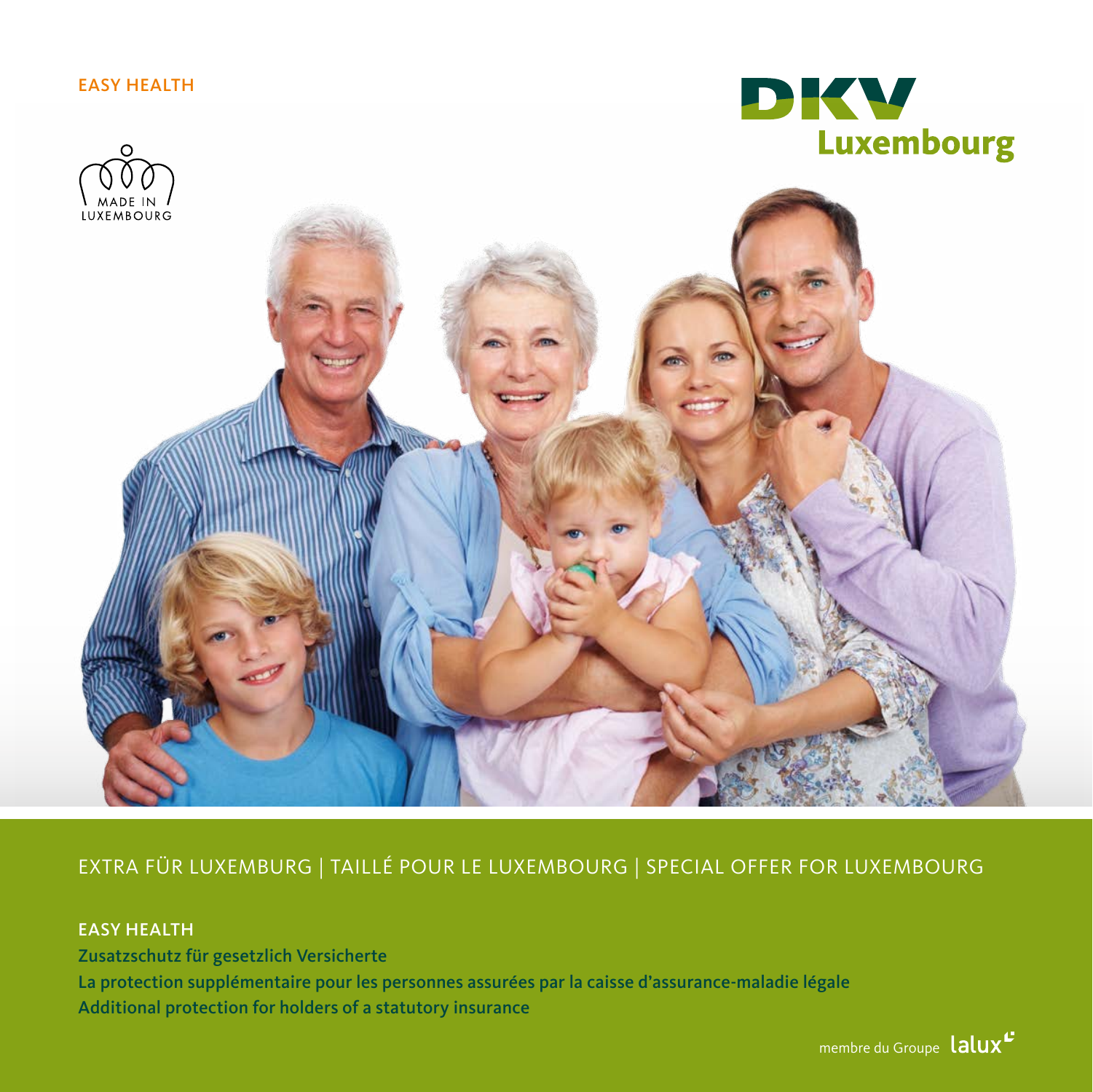EASY HEALTH

MADE IN LUXEMBOURG

DKV Luxembourg

EXTRA FÜR LUXEMBURG | TAILLÉ POUR LE LUXEMBOURG | SPECIAL OFFER FOR LUXEMBOURG

**EASY HEALTH**

**Zusatzschutz für gesetzlich Versicherte**

**La protection supplémentaire pour les personnes assurées par la caisse d'assurance-maladie légale**

**Additional protection for holders of a statutory insurance**

membre du Groupe lalux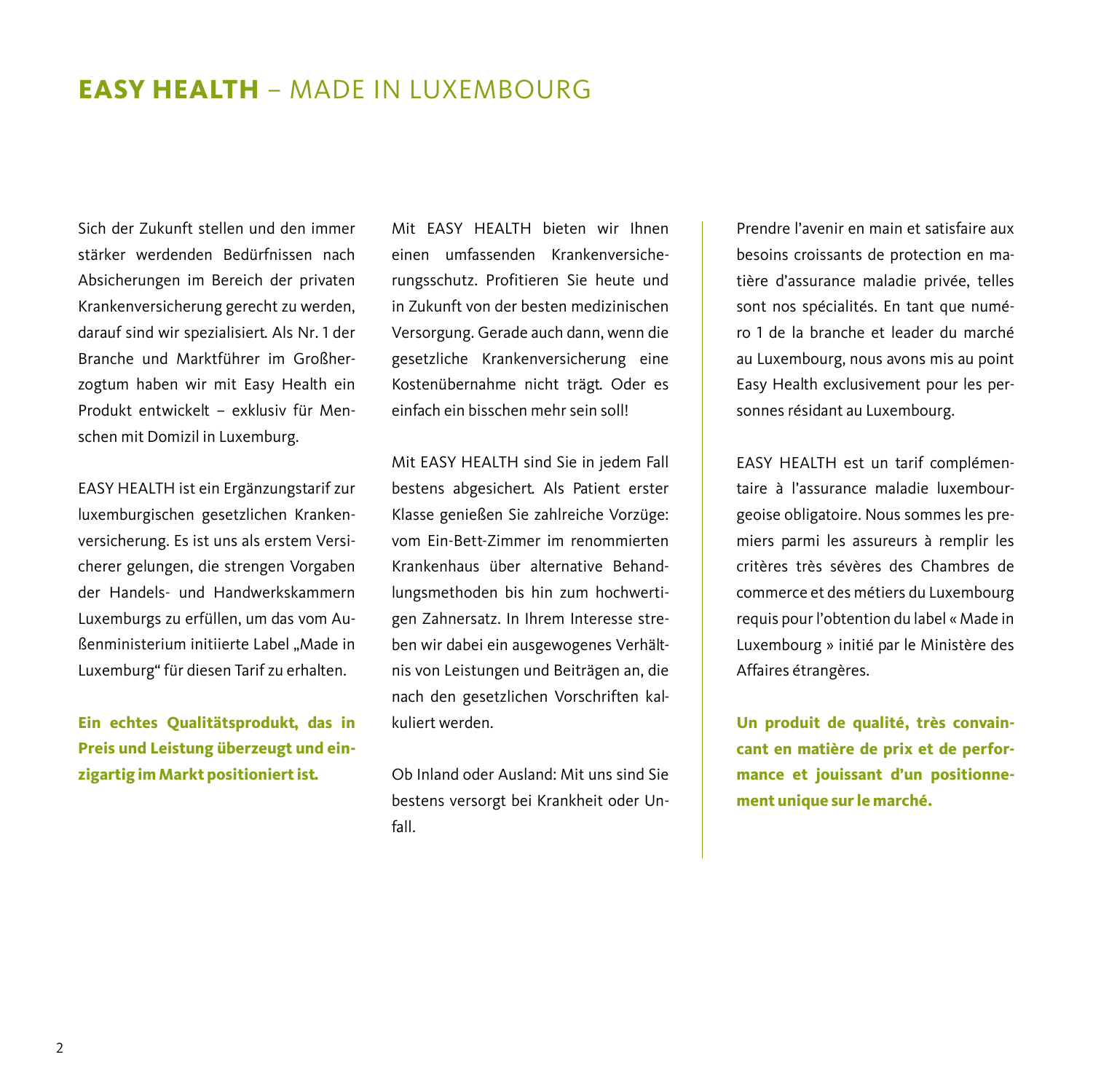# **EASY HEALTH** – MADE IN LUXEMBOURG

Sich der Zukunft stellen und den immer stärker werdenden Bedürfnissen nach Absicherungen im Bereich der privaten Krankenversicherung gerecht zu werden, darauf sind wir spezialisiert. Als Nr. 1 der Branche und Marktführer im Großherzogtum haben wir mit Easy Health ein Produkt entwickelt – exklusiv für Menschen mit Domizil in Luxemburg.

EASY HEALTH ist ein Ergänzungstarif zur luxemburgischen gesetzlichen Krankenversicherung. Es ist uns als erstem Versicherer gelungen, die strengen Vorgaben der Handels- und Handwerkskammern Luxemburgs zu erfüllen, um das vom Außenministerium initiierte Label „Made in Luxemburg" für diesen Tarif zu erhalten.

**Ein echtes Qualitätsprodukt, das in Preis und Leistung überzeugt und einzigartig im Markt positioniert ist.**

Mit EASY HEALTH bieten wir Ihnen einen umfassenden Krankenversicherungsschutz. Profitieren Sie heute und in Zukunft von der besten medizinischen Versorgung. Gerade auch dann, wenn die gesetzliche Krankenversicherung eine Kostenübernahme nicht trägt. Oder es einfach ein bisschen mehr sein soll!

Mit EASY HEALTH sind Sie in jedem Fall bestens abgesichert. Als Patient erster Klasse genießen Sie zahlreiche Vorzüge: vom Ein-Bett-Zimmer im renommierten Krankenhaus über alternative Behandlungsmethoden bis hin zum hochwertigen Zahnersatz. In Ihrem Interesse streben wir dabei ein ausgewogenes Verhältnis von Leistungen und Beiträgen an, die nach den gesetzlichen Vorschriften kalkuliert werden.

Ob Inland oder Ausland: Mit uns sind Sie bestens versorgt bei Krankheit oder Unfall.

Prendre l'avenir en main et satisfaire aux besoins croissants de protection en matière d'assurance maladie privée, telles sont nos spécialités. En tant que numéro 1 de la branche et leader du marché au Luxembourg, nous avons mis au point Easy Health exclusivement pour les personnes résidant au Luxembourg.

EASY HEALTH est un tarif complémentaire à l'assurance maladie luxembourgeoise obligatoire. Nous sommes les premiers parmi les assureurs à remplir les critères très sévères des Chambres de commerce et des métiers du Luxembourg requis pour l'obtention du label « Made in Luxembourg » initié par le Ministère des Affaires étrangères.

**Un produit de qualité, très convaincant en matière de prix et de performance et jouissant d'un positionnement unique sur le marché.**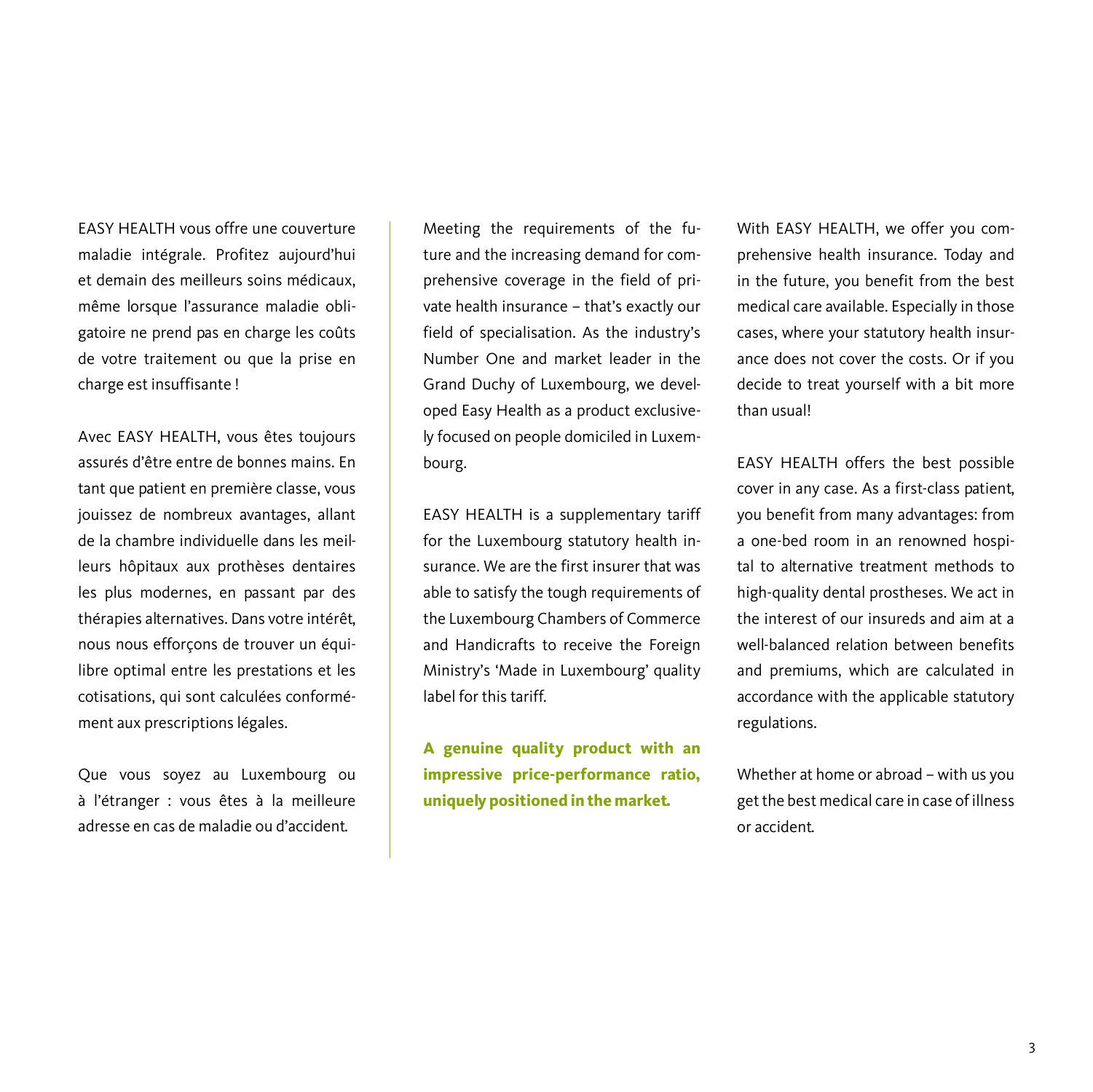EASY HEALTH vous offre une couverture maladie intégrale. Profitez aujourd'hui et demain des meilleurs soins médicaux, même lorsque l'assurance maladie obligatoire ne prend pas en charge les coûts de votre traitement ou que la prise en charge est insuffisante !

Avec EASY HEALTH, vous êtes toujours assurés d'être entre de bonnes mains. En tant que patient en première classe, vous jouissez de nombreux avantages, allant de la chambre individuelle dans les meilleurs hôpitaux aux prothèses dentaires les plus modernes, en passant par des thérapies alternatives. Dans votre intérêt, nous nous efforçons de trouver un équilibre optimal entre les prestations et les cotisations, qui sont calculées conformément aux prescriptions légales.

Que vous soyez au Luxembourg ou à l'étranger : vous êtes à la meilleure adresse en cas de maladie ou d'accident.

Meeting the requirements of the future and the increasing demand for comprehensive coverage in the field of private health insurance – that's exactly our field of specialisation. As the industry's Number One and market leader in the Grand Duchy of Luxembourg, we developed Easy Health as a product exclusively focused on people domiciled in Luxembourg.

EASY HEALTH is a supplementary tariff for the Luxembourg statutory health insurance. We are the first insurer that was able to satisfy the tough requirements of the Luxembourg Chambers of Commerce and Handicrafts to receive the Foreign Ministry's 'Made in Luxembourg' quality label for this tariff.

**A genuine quality product with an impressive price-performance ratio, uniquely positioned in the market.**

With EASY HEALTH, we offer you comprehensive health insurance. Today and in the future, you benefit from the best medical care available. Especially in those cases, where your statutory health insurance does not cover the costs. Or if you decide to treat yourself with a bit more than usual!

EASY HEALTH offers the best possible cover in any case. As a first-class patient, you benefit from many advantages: from a one-bed room in an renowned hospital to alternative treatment methods to high-quality dental prostheses. We act in the interest of our insureds and aim at a well-balanced relation between benefits and premiums, which are calculated in accordance with the applicable statutory regulations.

Whether at home or abroad – with us you get the best medical care in case of illness or accident.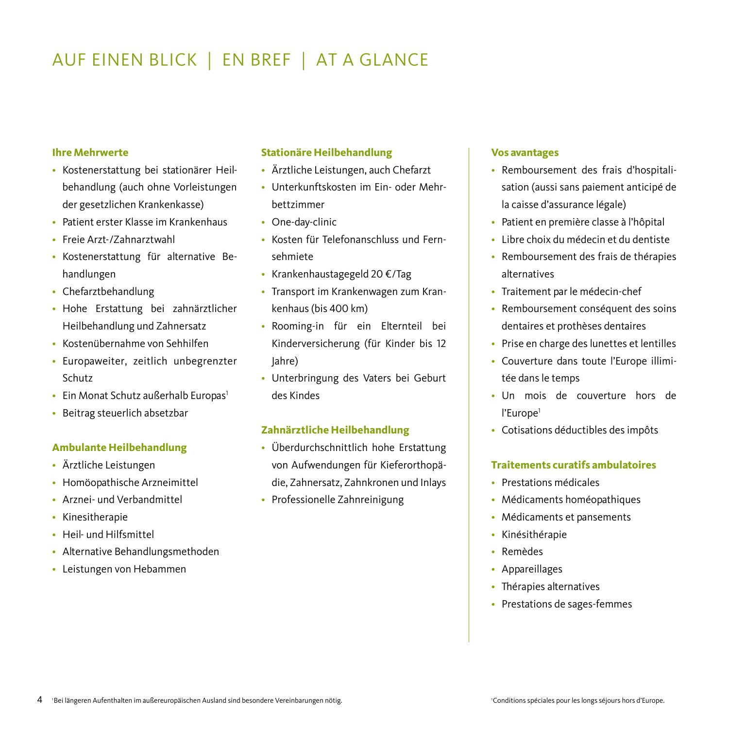# AUF EINEN BLICK | EN BREF | AT A GLANCE

**Ihre Mehrwerte**

- Kostenerstattung bei stationärer Heilbehandlung (auch ohne Vorleistungen der gesetzlichen Krankenkasse)
- Patient erster Klasse im Krankenhaus
- Freie Arzt-/Zahnarztwahl
- Kostenerstattung für alternative Behandlungen
- Chefarztbehandlung
- Hohe Erstattung bei zahnärztlicher Heilbehandlung und Zahnersatz
- Kostenübernahme von Sehhilfen
- Europaweiter, zeitlich unbegrenzter Schutz
- Ein Monat Schutz außerhalb Europas[1]
- Beitrag steuerlich absetzbar

**Ambulante Heilbehandlung**

- Ärztliche Leistungen
- Homöopathische Arzneimittel
- Arznei- und Verbandmittel
- Kinesitherapie
- Heil- und Hilfsmittel
- Alternative Behandlungsmethoden
- Leistungen von Hebammen

**Stationäre Heilbehandlung**

- Ärztliche Leistungen, auch Chefarzt
- Unterkunftskosten im Ein- oder Mehrbettzimmer
- One-day-clinic
- Kosten für Telefonanschluss und Fernsehmiete
- Krankenhaustagegeld 20 €/Tag
- Transport im Krankenwagen zum Krankenhaus (bis 400 km)
- Rooming-in für ein Elternteil bei Kinderversicherung (für Kinder bis 12 Jahre)
- Unterbringung des Vaters bei Geburt des Kindes

**Zahnärztliche Heilbehandlung**

- Überdurchschnittlich hohe Erstattung von Aufwendungen für Kieferorthopädie, Zahnersatz, Zahnkronen und Inlays
- Professionelle Zahnreinigung

[1] Bei längeren Aufenthalten im außereuropäischen Ausland sind besondere Vereinbarungen nötig.

**Vos avantages**

- Remboursement des frais d'hospitalisation (aussi sans paiement anticipé de la caisse d'assurance légale)
- Patient en première classe à l'hôpital
- Libre choix du médecin et du dentiste
- Remboursement des frais de thérapies alternatives
- Traitement par le médecin-chef
- Remboursement conséquent des soins dentaires et prothèses dentaires
- Prise en charge des lunettes et lentilles
- Couverture dans toute l'Europe illimitée dans le temps
- Un mois de couverture hors de l'Europe[1]
- Cotisations déductibles des impôts

**Traitements curatifs ambulatoires**

- Prestations médicales
- Médicaments homéopathiques
- Médicaments et pansements
- Kinésithérapie
- Remèdes
- Appareillages
- Thérapies alternatives
- Prestations de sages-femmes

[1] Conditions spéciales pour les longs séjours hors d'Europe.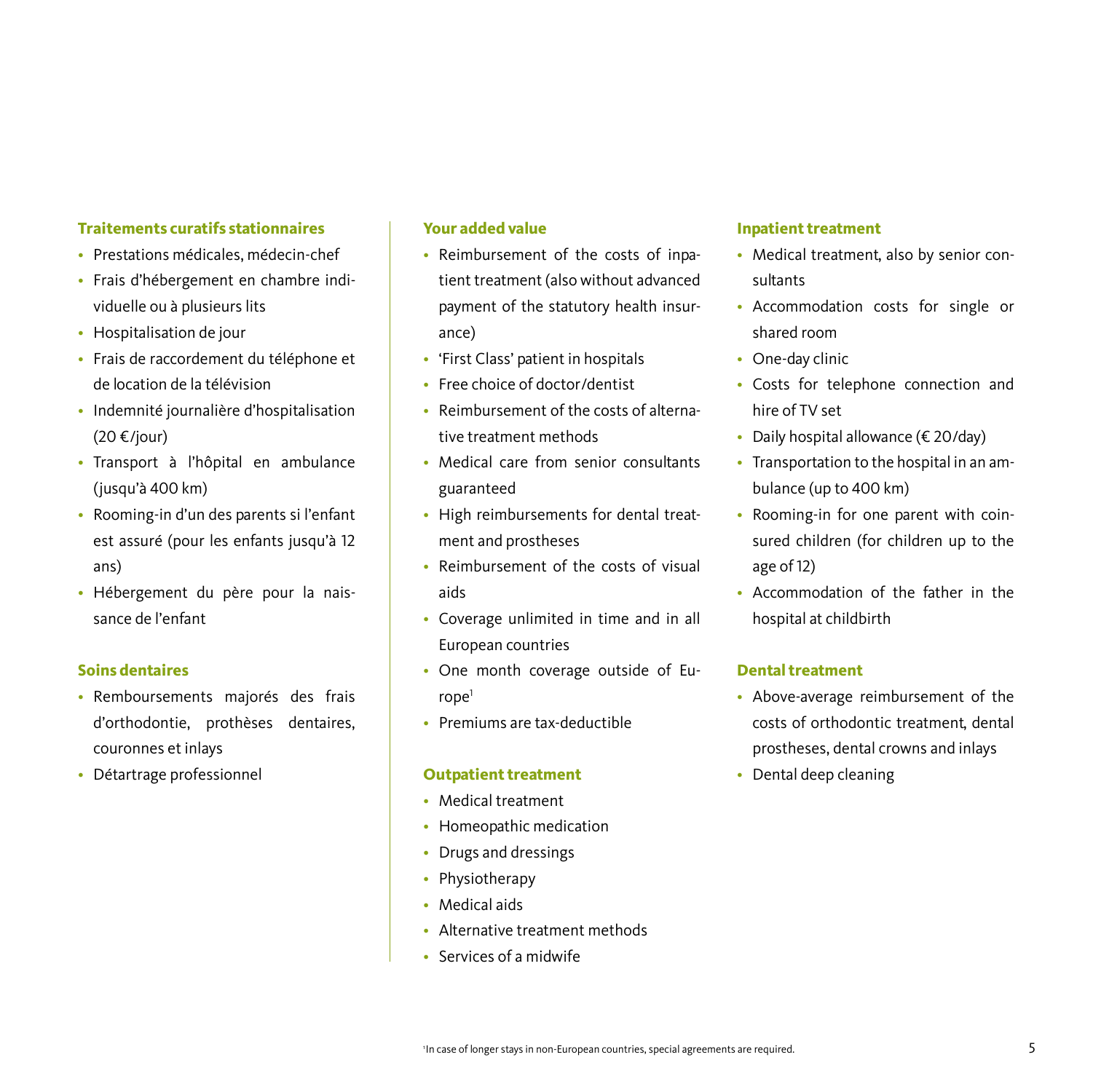### Traitements curatifs stationnaires

- Prestations médicales, médecin-chef
- Frais d'hébergement en chambre individuelle ou à plusieurs lits
- Hospitalisation de jour
- Frais de raccordement du téléphone et de location de la télévision
- Indemnité journalière d'hospitalisation (20 €/jour)
- Transport à l'hôpital en ambulance (jusqu'à 400 km)
- Rooming-in d'un des parents si l'enfant est assuré (pour les enfants jusqu'à 12 ans)
- Hébergement du père pour la naissance de l'enfant

### Soins dentaires

- Remboursements majorés des frais d'orthodontie, prothèses dentaires, couronnes et inlays
- Détartrage professionnel

### Your added value

- Reimbursement of the costs of inpatient treatment (also without advanced payment of the statutory health insurance)
- 'First Class' patient in hospitals
- Free choice of doctor/dentist
- Reimbursement of the costs of alternative treatment methods
- Medical care from senior consultants guaranteed
- High reimbursements for dental treatment and prostheses
- Reimbursement of the costs of visual aids
- Coverage unlimited in time and in all European countries
- One month coverage outside of Europe[1]
- Premiums are tax-deductible

### Outpatient treatment

- Medical treatment
- Homeopathic medication
- Drugs and dressings
- Physiotherapy
- Medical aids
- Alternative treatment methods
- Services of a midwife

### Inpatient treatment

- Medical treatment, also by senior consultants
- Accommodation costs for single or shared room
- One-day clinic
- Costs for telephone connection and hire of TV set
- Daily hospital allowance (€ 20/day)
- Transportation to the hospital in an ambulance (up to 400 km)
- Rooming-in for one parent with coinsured children (for children up to the age of 12)
- Accommodation of the father in the hospital at childbirth

### Dental treatment

- Above-average reimbursement of the costs of orthodontic treatment, dental prostheses, dental crowns and inlays
- Dental deep cleaning

[1] In case of longer stays in non-European countries, special agreements are required.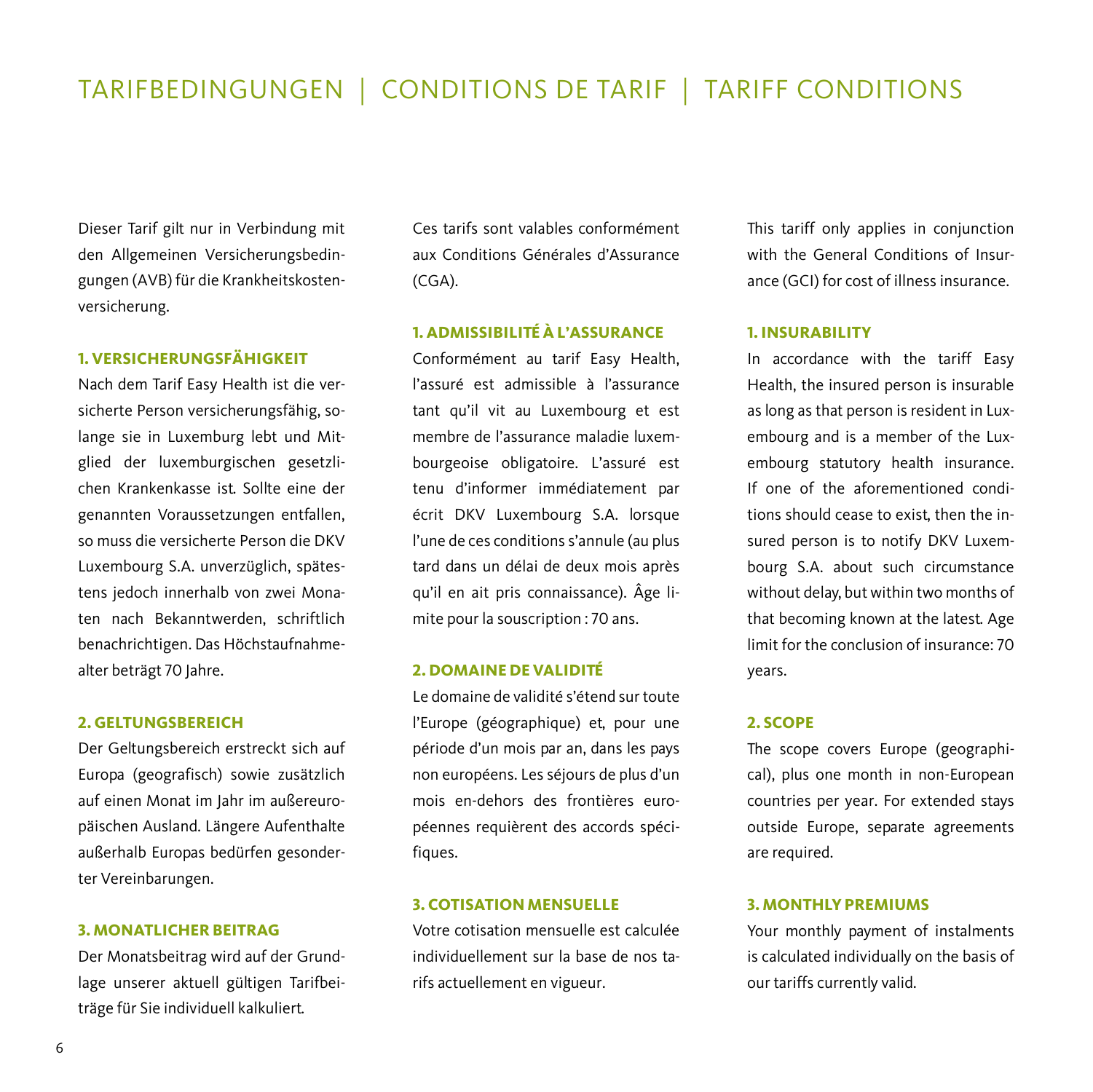# TARIFBEDINGUNGEN | CONDITIONS DE TARIF | TARIFF CONDITIONS

Dieser Tarif gilt nur in Verbindung mit den Allgemeinen Versicherungsbedingungen (AVB) für die Krankheitskostenversicherung.

### 1. VERSICHERUNGSFÄHIGKEIT

Nach dem Tarif Easy Health ist die versicherte Person versicherungsfähig, solange sie in Luxemburg lebt und Mitglied der luxemburgischen gesetzlichen Krankenkasse ist. Sollte eine der genannten Voraussetzungen entfallen, so muss die versicherte Person die DKV Luxembourg S.A. unverzüglich, spätestens jedoch innerhalb von zwei Monaten nach Bekanntwerden, schriftlich benachrichtigen. Das Höchstaufnahmealter beträgt 70 Jahre.

### 2. GELTUNGSBEREICH

Der Geltungsbereich erstreckt sich auf Europa (geografisch) sowie zusätzlich auf einen Monat im Jahr im außereuropäischen Ausland. Längere Aufenthalte außerhalb Europas bedürfen gesonderter Vereinbarungen.

### 3. MONATLICHER BEITRAG

Der Monatsbeitrag wird auf der Grundlage unserer aktuell gültigen Tarifbeiträge für Sie individuell kalkuliert.

Ces tarifs sont valables conformément aux Conditions Générales d'Assurance (CGA).

### 1. ADMISSIBILITÉ À L'ASSURANCE

Conformément au tarif Easy Health, l'assuré est admissible à l'assurance tant qu'il vit au Luxembourg et est membre de l'assurance maladie luxembourgeoise obligatoire. L'assuré est tenu d'informer immédiatement par écrit DKV Luxembourg S.A. lorsque l'une de ces conditions s'annule (au plus tard dans un délai de deux mois après qu'il en ait pris connaissance). Âge limite pour la souscription : 70 ans.

### 2. DOMAINE DE VALIDITÉ

Le domaine de validité s'étend sur toute l'Europe (géographique) et, pour une période d'un mois par an, dans les pays non européens. Les séjours de plus d'un mois en-dehors des frontières européennes requièrent des accords spécifiques.

### 3. COTISATION MENSUELLE

Votre cotisation mensuelle est calculée individuellement sur la base de nos tarifs actuellement en vigueur.

This tariff only applies in conjunction with the General Conditions of Insurance (GCI) for cost of illness insurance.

### 1. INSURABILITY

In accordance with the tariff Easy Health, the insured person is insurable as long as that person is resident in Luxembourg and is a member of the Luxembourg statutory health insurance. If one of the aforementioned conditions should cease to exist, then the insured person is to notify DKV Luxembourg S.A. about such circumstance without delay, but within two months of that becoming known at the latest. Age limit for the conclusion of insurance: 70 years.

### 2. SCOPE

The scope covers Europe (geographical), plus one month in non-European countries per year. For extended stays outside Europe, separate agreements are required.

### 3. MONTHLY PREMIUMS

Your monthly payment of instalments is calculated individually on the basis of our tariffs currently valid.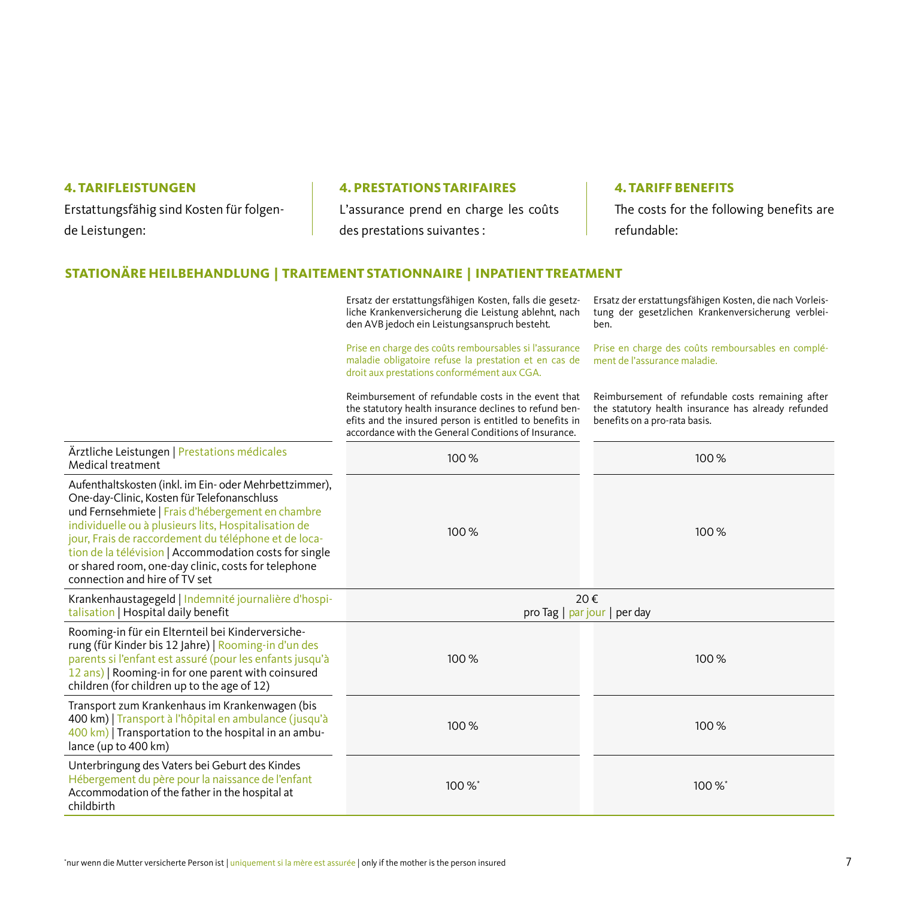## 4. TARIFLEISTUNGEN

Erstattungsfähig sind Kosten für folgende Leistungen:

## 4. PRESTATIONS TARIFAIRES

L'assurance prend en charge les coûts des prestations suivantes :

## 4. TARIFF BENEFITS

The costs for the following benefits are refundable:

### STATIONÄRE HEILBEHANDLUNG | TRAITEMENT STATIONNAIRE | INPATIENT TREATMENT

| | Ersatz der erstattungsfähigen Kosten, falls die gesetzliche Krankenversicherung die Leistung ablehnt, nach den AVB jedoch ein Leistungsanspruch besteht. <br><br> Prise en charge des coûts remboursables si l'assurance maladie obligatoire refuse la prestation et en cas de droit aux prestations conformément aux CGA. <br><br> Reimbursement of refundable costs in the event that the statutory health insurance declines to refund benefits and the insured person is entitled to benefits in accordance with the General Conditions of Insurance. | Ersatz der erstattungsfähigen Kosten, die nach Vorleistung der gesetzlichen Krankenversicherung verbleiben. <br><br> Prise en charge des coûts remboursables en complément de l'assurance maladie. <br><br> Reimbursement of refundable costs remaining after the statutory health insurance has already refunded benefits on a pro-rata basis. |
|---|---|---|
| Ärztliche Leistungen \| Prestations médicales Medical treatment | 100 % | 100 % |
| Aufenthaltskosten (inkl. im Ein- oder Mehrbettzimmer), One-day-Clinic, Kosten für Telefonanschluss und Fernsehmiete \| Frais d'hébergement en chambre individuelle ou à plusieurs lits, Hospitalisation de jour, Frais de raccordement du téléphone et de location de la télévision \| Accommodation costs for single or shared room, one-day clinic, costs for telephone connection and hire of TV set | 100 % | 100 % |
| Krankenhaustagegeld \| Indemnité journalière d'hospitalisation \| Hospital daily benefit | 20 € pro Tag \| par jour \| per day | |
| Rooming-in für ein Elternteil bei Kinderversicherung (für Kinder bis 12 Jahre) \| Rooming-in d'un des parents si l'enfant est assuré (pour les enfants jusqu'à 12 ans) \| Rooming-in for one parent with coinsured children (for children up to the age of 12) | 100 % | 100 % |
| Transport zum Krankenhaus im Krankenwagen (bis 400 km) \| Transport à l'hôpital en ambulance (jusqu'à 400 km) \| Transportation to the hospital in an ambulance (up to 400 km) | 100 % | 100 % |
| Unterbringung des Vaters bei Geburt des Kindes Hébergement du père pour la naissance de l'enfant Accommodation of the father in the hospital at childbirth | 100 %* | 100 %* |

*nur wenn die Mutter versicherte Person ist | uniquement si la mère est assurée | only if the mother is the person insured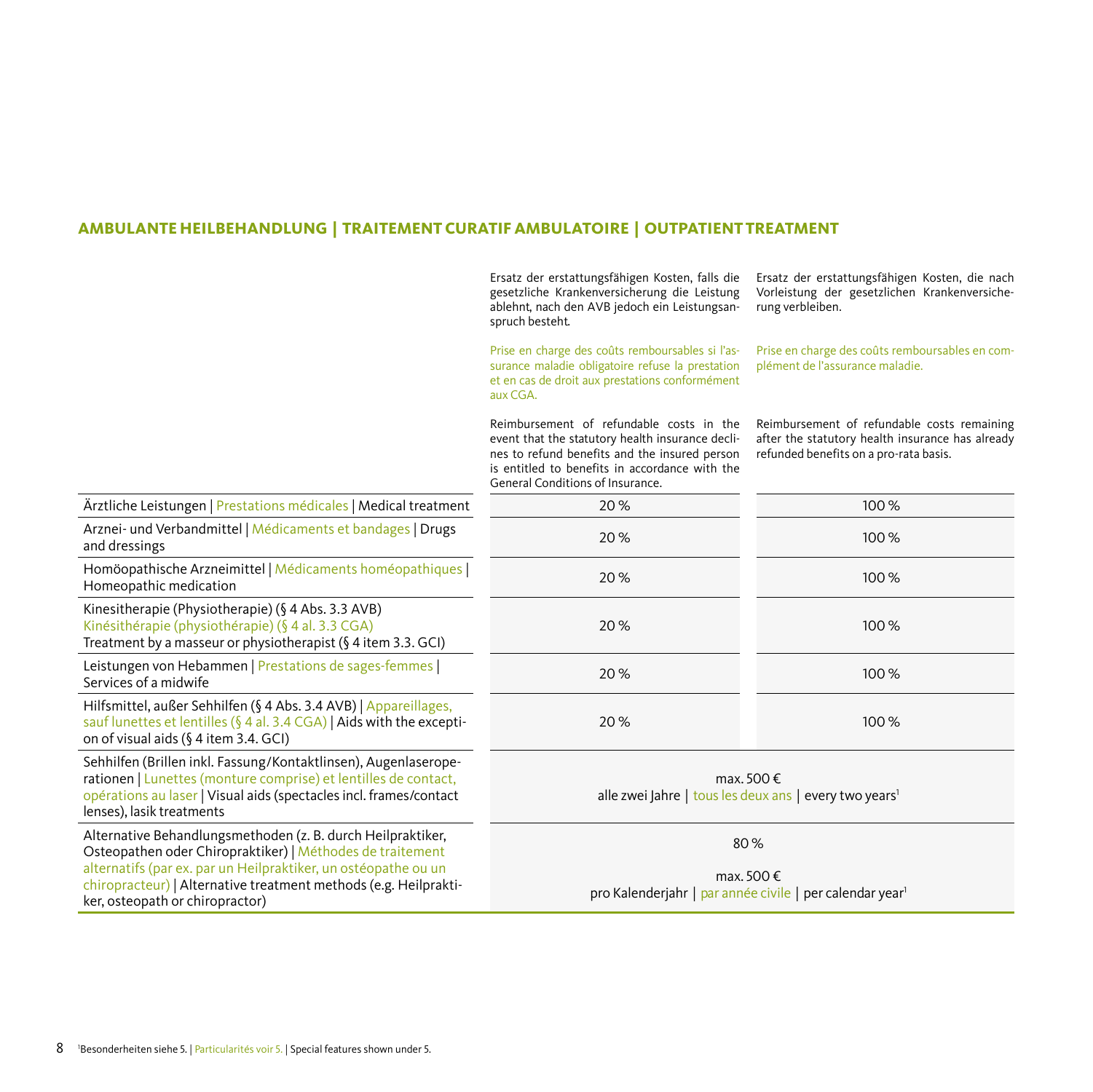## AMBULANTE HEILBEHANDLUNG | TRAITEMENT CURATIF AMBULATOIRE | OUTPATIENT TREATMENT

| | Ersatz der erstattungsfähigen Kosten, falls die gesetzliche Krankenversicherung die Leistung ablehnt, nach den AVB jedoch ein Leistungsanspruch besteht.<br><br>Prise en charge des coûts remboursables si l'assurance maladie obligatoire refuse la prestation et en cas de droit aux prestations conformément aux CGA.<br><br>Reimbursement of refundable costs in the event that the statutory health insurance declines to refund benefits and the insured person is entitled to benefits in accordance with the General Conditions of Insurance. | Ersatz der erstattungsfähigen Kosten, die nach Vorleistung der gesetzlichen Krankenversicherung verbleiben.<br><br>Prise en charge des coûts remboursables en complément de l'assurance maladie.<br><br>Reimbursement of refundable costs remaining after the statutory health insurance has already refunded benefits on a pro-rata basis. |
|---|---|---|
| Ärztliche Leistungen \| Prestations médicales \| Medical treatment | 20 % | 100 % |
| Arznei- und Verbandmittel \| Médicaments et bandages \| Drugs and dressings | 20 % | 100 % |
| Homöopathische Arzneimittel \| Médicaments homéopathiques \| Homeopathic medication | 20 % | 100 % |
| Kinesitherapie (Physiotherapie) (§ 4 Abs. 3.3 AVB)<br>Kinésithérapie (physiothérapie) (§ 4 al. 3.3 CGA)<br>Treatment by a masseur or physiotherapist (§ 4 item 3.3. GCI) | 20 % | 100 % |
| Leistungen von Hebammen \| Prestations de sages-femmes \| Services of a midwife | 20 % | 100 % |
| Hilfsmittel, außer Sehhilfen (§ 4 Abs. 3.4 AVB) \| Appareillages, sauf lunettes et lentilles (§ 4 al. 3.4 CGA) \| Aids with the exception of visual aids (§ 4 item 3.4. GCI) | 20 % | 100 % |
| Sehhilfen (Brillen inkl. Fassung/Kontaktlinsen), Augenlaseroperationen \| Lunettes (monture comprise) et lentilles de contact, opérations au laser \| Visual aids (spectacles incl. frames/contact lenses), lasik treatments | max. 500 €<br>alle zwei Jahre \| tous les deux ans \| every two years[1] | |
| Alternative Behandlungsmethoden (z. B. durch Heilpraktiker, Osteopathen oder Chiropraktiker) \| Méthodes de traitement alternatifs (par ex. par un Heilpraktiker, un ostéopathe ou un chiropracteur) \| Alternative treatment methods (e.g. Heilpraktiker, osteopath or chiropractor) | 80 %<br><br>max. 500 €<br>pro Kalenderjahr \| par année civile \| per calendar year[1] | |

[1]Besonderheiten siehe 5. | Particularités voir 5. | Special features shown under 5.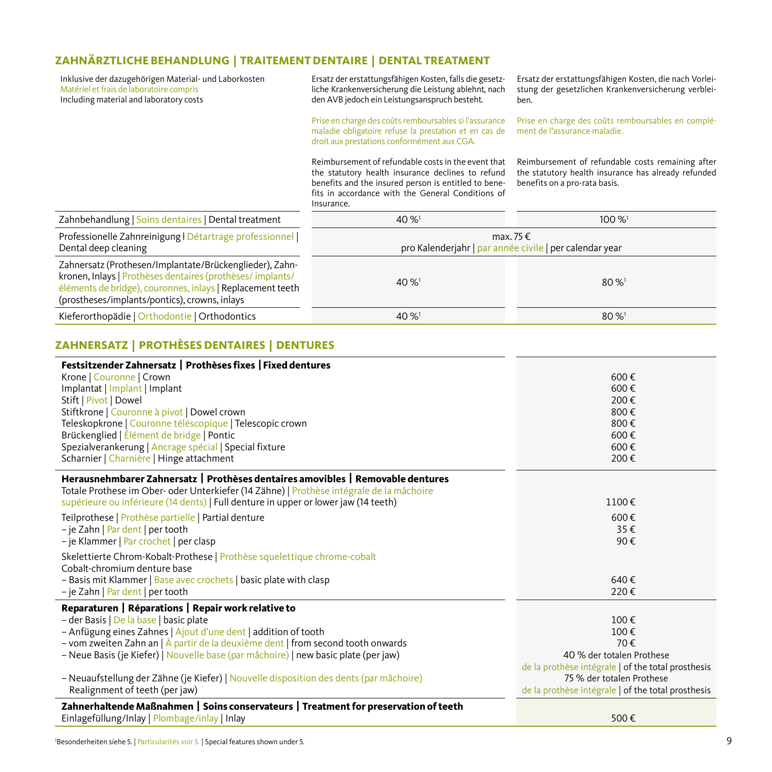## ZAHNÄRZTLICHE BEHANDLUNG | TRAITEMENT DENTAIRE | DENTAL TREATMENT

| Inklusive der dazugehörigen Material- und Laborkosten<br>Matériel et frais de laboratoire compris<br>Including material and laboratory costs | Ersatz der erstattungsfähigen Kosten, falls die gesetzliche Krankenversicherung die Leistung ablehnt, nach den AVB jedoch ein Leistungsanspruch besteht.<br><br>Prise en charge des coûts remboursables si l'assurance maladie obligatoire refuse la prestation et en cas de droit aux prestations conformément aux CGA.<br><br>Reimbursement of refundable costs in the event that the statutory health insurance declines to refund benefits and the insured person is entitled to benefits in accordance with the General Conditions of Insurance. | Ersatz der erstattungsfähigen Kosten, die nach Vorleistung der gesetzlichen Krankenversicherung verbleiben.<br><br>Prise en charge des coûts remboursables en complément de l'assurance maladie.<br><br>Reimbursement of refundable costs remaining after the statutory health insurance has already refunded benefits on a pro-rata basis. |
|---|---|---|
| Zahnbehandlung \| Soins dentaires \| Dental treatment | 40 %[1] | 100 %[1] |
| Professionelle Zahnreinigung \| Détartrage professionnel \| Dental deep cleaning | max. 75 €<br>pro Kalenderjahr \| par année civile \| per calendar year | |
| Zahnersatz (Prothesen/Implantate/Brückenglieder), Zahnkronen, Inlays \| Prothèses dentaires (prothèses/ implants/ éléments de bridge), couronnes, inlays \| Replacement teeth (prostheses/implants/pontics), crowns, inlays | 40 %[1] | 80 %[1] |
| Kieferorthopädie \| Orthodontie \| Orthodontics | 40 %[1] | 80 %[1] |

## ZAHNERSATZ | PROTHÈSES DENTAIRES | DENTURES

| | |
|---|---|
| **Festsitzender Zahnersatz \| Prothèses fixes \| Fixed dentures** | |
| Krone \| Couronne \| Crown | 600 € |
| Implantat \| Implant \| Implant | 600 € |
| Stift \| Pivot \| Dowel | 200 € |
| Stiftkrone \| Couronne à pivot \| Dowel crown | 800 € |
| Teleskopkrone \| Couronne téléscopique \| Telescopic crown | 800 € |
| Brückenglied \| Élément de bridge \| Pontic | 600 € |
| Spezialverankerung \| Ancrage spécial \| Special fixture | 600 € |
| Scharnier \| Charnière \| Hinge attachment | 200 € |
| **Herausnehmbarer Zahnersatz \| Prothèses dentaires amovibles \| Removable dentures** | |
| Totale Prothese im Ober- oder Unterkiefer (14 Zähne) \| Prothèse intégrale de la mâchoire supérieure ou inférieure (14 dents) \| Full denture in upper or lower jaw (14 teeth) | 1100 € |
| Teilprothese \| Prothèse partielle \| Partial denture | 600 € |
| – je Zahn \| Par dent \| per tooth | 35 € |
| – je Klammer \| Par crochet \| per clasp | 90 € |
| Skelettierte Chrom-Kobalt-Prothese \| Prothèse squelettique chrome-cobalt<br>Cobalt-chromium denture base | |
| – Basis mit Klammer \| Base avec crochets \| basic plate with clasp | 640 € |
| – je Zahn \| Par dent \| per tooth | 220 € |
| **Reparaturen \| Réparations \| Repair work relative to** | |
| – der Basis \| De la base \| basic plate | 100 € |
| – Anfügung eines Zahnes \| Ajout d'une dent \| addition of tooth | 100 € |
| – vom zweiten Zahn an \| À partir de la deuxième dent \| from second tooth onwards | 70 € |
| – Neue Basis (je Kiefer) \| Nouvelle base (par mâchoire) \| new basic plate (per jaw) | 40 % der totalen Prothese<br>de la prothèse intégrale \| of the total prosthesis |
| – Neuaufstellung der Zähne (je Kiefer) \| Nouvelle disposition des dents (par mâchoire)<br>Realignment of teeth (per jaw) | 75 % der totalen Prothese<br>de la prothèse intégrale \| of the total prosthesis |
| **Zahnerhaltende Maßnahmen \| Soins conservateurs \| Treatment for preservation of teeth** | |
| Einlagefüllung/Inlay \| Plombage/inlay \| Inlay | 500 € |

[1]Besonderheiten siehe 5. | Particularités voir 5. | Special features shown under 5.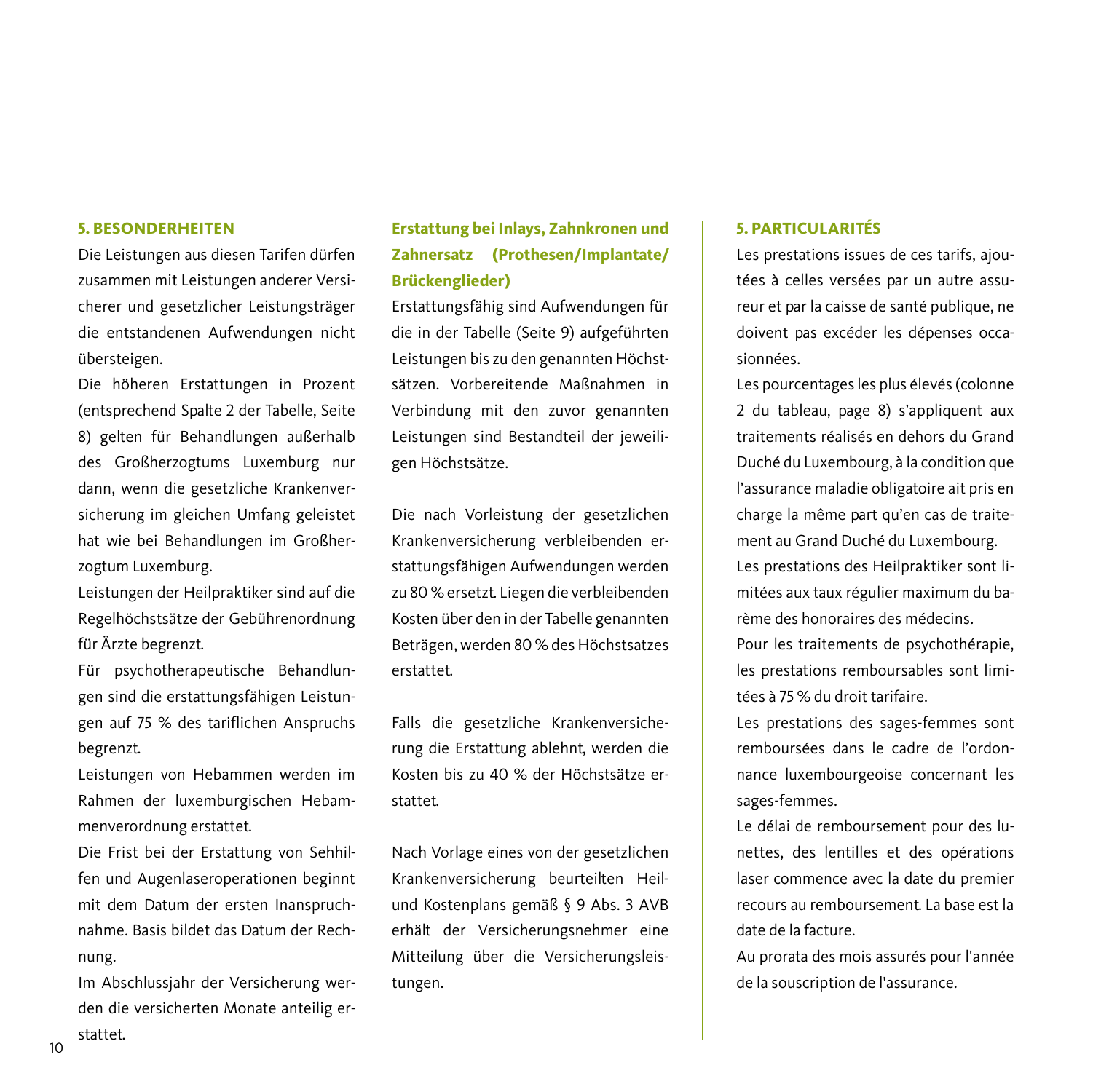## 5. BESONDERHEITEN

Die Leistungen aus diesen Tarifen dürfen zusammen mit Leistungen anderer Versicherer und gesetzlicher Leistungsträger die entstandenen Aufwendungen nicht übersteigen.

Die höheren Erstattungen in Prozent (entsprechend Spalte 2 der Tabelle, Seite 8) gelten für Behandlungen außerhalb des Großherzogtums Luxemburg nur dann, wenn die gesetzliche Krankenversicherung im gleichen Umfang geleistet hat wie bei Behandlungen im Großherzogtum Luxemburg.

Leistungen der Heilpraktiker sind auf die Regelhöchstsätze der Gebührenordnung für Ärzte begrenzt.

Für psychotherapeutische Behandlungen sind die erstattungsfähigen Leistungen auf 75 % des tariflichen Anspruchs begrenzt.

Leistungen von Hebammen werden im Rahmen der luxemburgischen Hebammenverordnung erstattet.

Die Frist bei der Erstattung von Sehhilfen und Augenlaseroperationen beginnt mit dem Datum der ersten Inanspruchnahme. Basis bildet das Datum der Rechnung.

Im Abschlussjahr der Versicherung werden die versicherten Monate anteilig erstattet.

### Erstattung bei Inlays, Zahnkronen und Zahnersatz (Prothesen/Implantate/Brückenglieder)

Erstattungsfähig sind Aufwendungen für die in der Tabelle (Seite 9) aufgeführten Leistungen bis zu den genannten Höchstsätzen. Vorbereitende Maßnahmen in Verbindung mit den zuvor genannten Leistungen sind Bestandteil der jeweiligen Höchstsätze.

Die nach Vorleistung der gesetzlichen Krankenversicherung verbleibenden erstattungsfähigen Aufwendungen werden zu 80 % ersetzt. Liegen die verbleibenden Kosten über den in der Tabelle genannten Beträgen, werden 80 % des Höchstsatzes erstattet.

Falls die gesetzliche Krankenversicherung die Erstattung ablehnt, werden die Kosten bis zu 40 % der Höchstsätze erstattet.

Nach Vorlage eines von der gesetzlichen Krankenversicherung beurteilten Heil- und Kostenplans gemäß § 9 Abs. 3 AVB erhält der Versicherungsnehmer eine Mitteilung über die Versicherungsleistungen.

## 5. PARTICULARITÉS

Les prestations issues de ces tarifs, ajoutées à celles versées par un autre assureur et par la caisse de santé publique, ne doivent pas excéder les dépenses occasionnées.

Les pourcentages les plus élevés (colonne 2 du tableau, page 8) s'appliquent aux traitements réalisés en dehors du Grand Duché du Luxembourg, à la condition que l'assurance maladie obligatoire ait pris en charge la même part qu'en cas de traitement au Grand Duché du Luxembourg.

Les prestations des Heilpraktiker sont limitées aux taux régulier maximum du barème des honoraires des médecins.

Pour les traitements de psychothérapie, les prestations remboursables sont limitées à 75 % du droit tarifaire.

Les prestations des sages-femmes sont remboursées dans le cadre de l'ordonnance luxembourgeoise concernant les sages-femmes.

Le délai de remboursement pour des lunettes, des lentilles et des opérations laser commence avec la date du premier recours au remboursement. La base est la date de la facture.

Au prorata des mois assurés pour l'année de la souscription de l'assurance.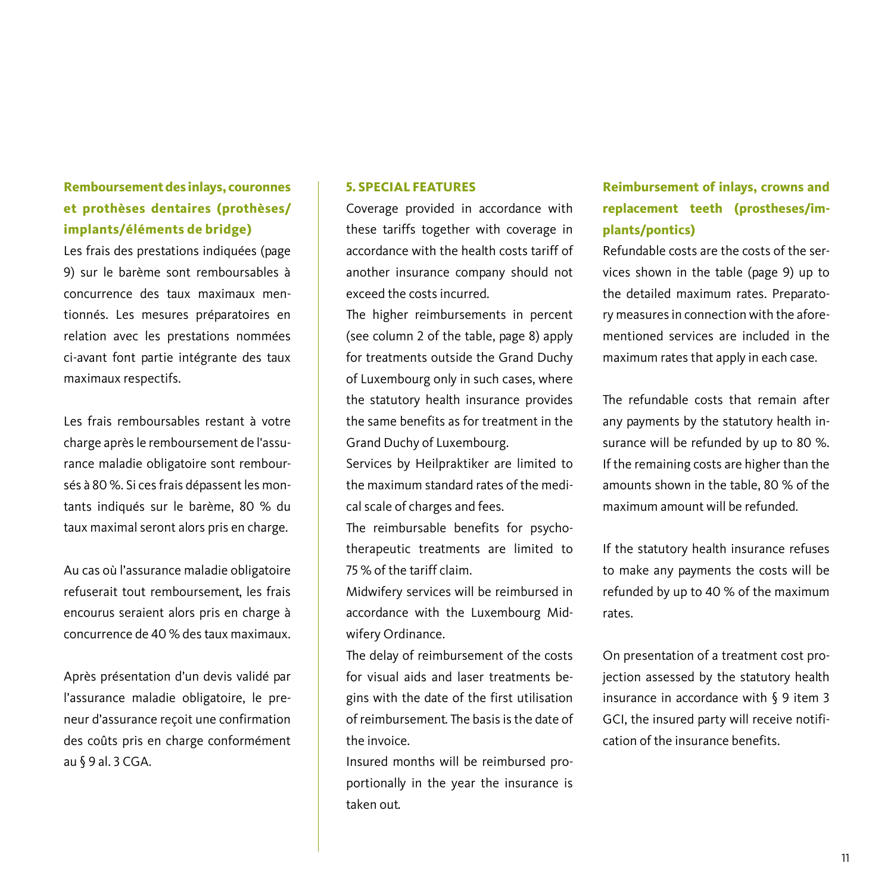### Remboursement des inlays, couronnes et prothèses dentaires (prothèses/implants/éléments de bridge)

Les frais des prestations indiquées (page 9) sur le barème sont remboursables à concurrence des taux maximaux mentionnés. Les mesures préparatoires en relation avec les prestations nommées ci-avant font partie intégrante des taux maximaux respectifs.

Les frais remboursables restant à votre charge après le remboursement de l'assurance maladie obligatoire sont remboursés à 80 %. Si ces frais dépassent les montants indiqués sur le barème, 80 % du taux maximal seront alors pris en charge.

Au cas où l'assurance maladie obligatoire refuserait tout remboursement, les frais encourus seraient alors pris en charge à concurrence de 40 % des taux maximaux.

Après présentation d'un devis validé par l'assurance maladie obligatoire, le preneur d'assurance reçoit une confirmation des coûts pris en charge conformément au § 9 al. 3 CGA.

### 5. SPECIAL FEATURES

Coverage provided in accordance with these tariffs together with coverage in accordance with the health costs tariff of another insurance company should not exceed the costs incurred.

The higher reimbursements in percent (see column 2 of the table, page 8) apply for treatments outside the Grand Duchy of Luxembourg only in such cases, where the statutory health insurance provides the same benefits as for treatment in the Grand Duchy of Luxembourg.

Services by Heilpraktiker are limited to the maximum standard rates of the medical scale of charges and fees.

The reimbursable benefits for psychotherapeutic treatments are limited to 75 % of the tariff claim.

Midwifery services will be reimbursed in accordance with the Luxembourg Midwifery Ordinance.

The delay of reimbursement of the costs for visual aids and laser treatments begins with the date of the first utilisation of reimbursement. The basis is the date of the invoice.

Insured months will be reimbursed proportionally in the year the insurance is taken out.

### Reimbursement of inlays, crowns and replacement teeth (prostheses/implants/pontics)

Refundable costs are the costs of the services shown in the table (page 9) up to the detailed maximum rates. Preparatory measures in connection with the aforementioned services are included in the maximum rates that apply in each case.

The refundable costs that remain after any payments by the statutory health insurance will be refunded by up to 80 %. If the remaining costs are higher than the amounts shown in the table, 80 % of the maximum amount will be refunded.

If the statutory health insurance refuses to make any payments the costs will be refunded by up to 40 % of the maximum rates.

On presentation of a treatment cost projection assessed by the statutory health insurance in accordance with § 9 item 3 GCI, the insured party will receive notification of the insurance benefits.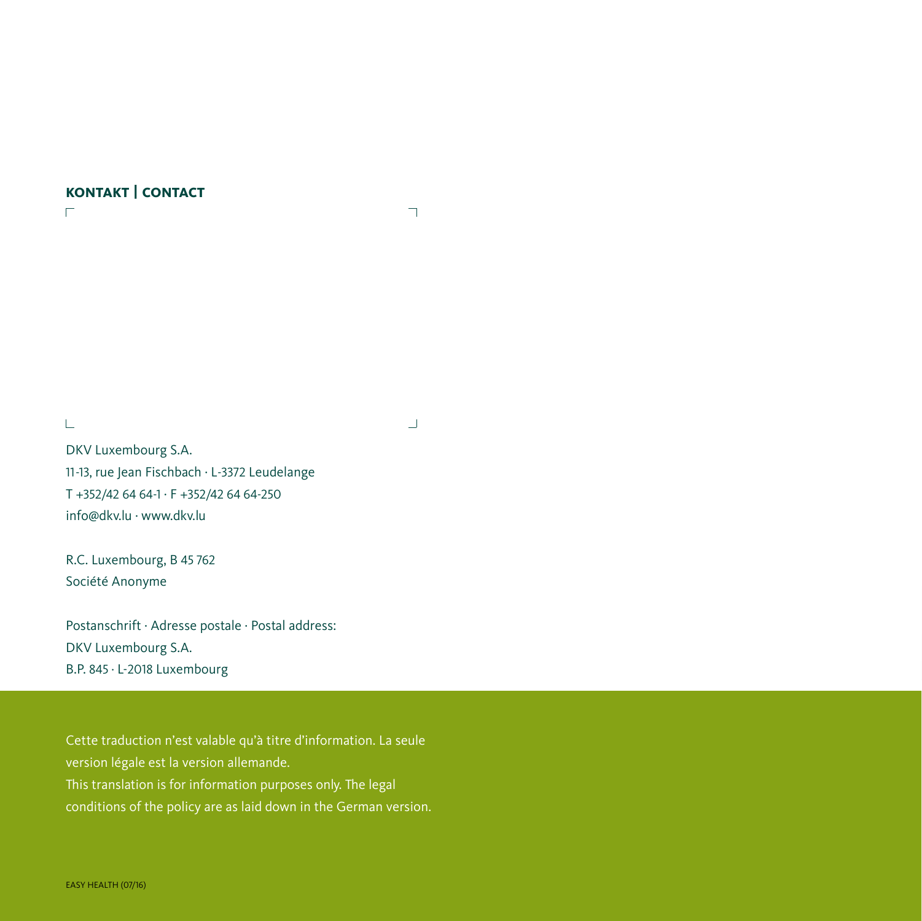## KONTAKT | CONTACT

DKV Luxembourg S.A.
11-13, rue Jean Fischbach · L-3372 Leudelange
T +352/42 64 64-1 · F +352/42 64 64-250
info@dkv.lu · www.dkv.lu

R.C. Luxembourg, B 45 762
Société Anonyme

Postanschrift · Adresse postale · Postal address:
DKV Luxembourg S.A.
B.P. 845 · L-2018 Luxembourg

Cette traduction n'est valable qu'à titre d'information. La seule version légale est la version allemande.
This translation is for information purposes only. The legal conditions of the policy are as laid down in the German version.

EASY HEALTH (07/16)